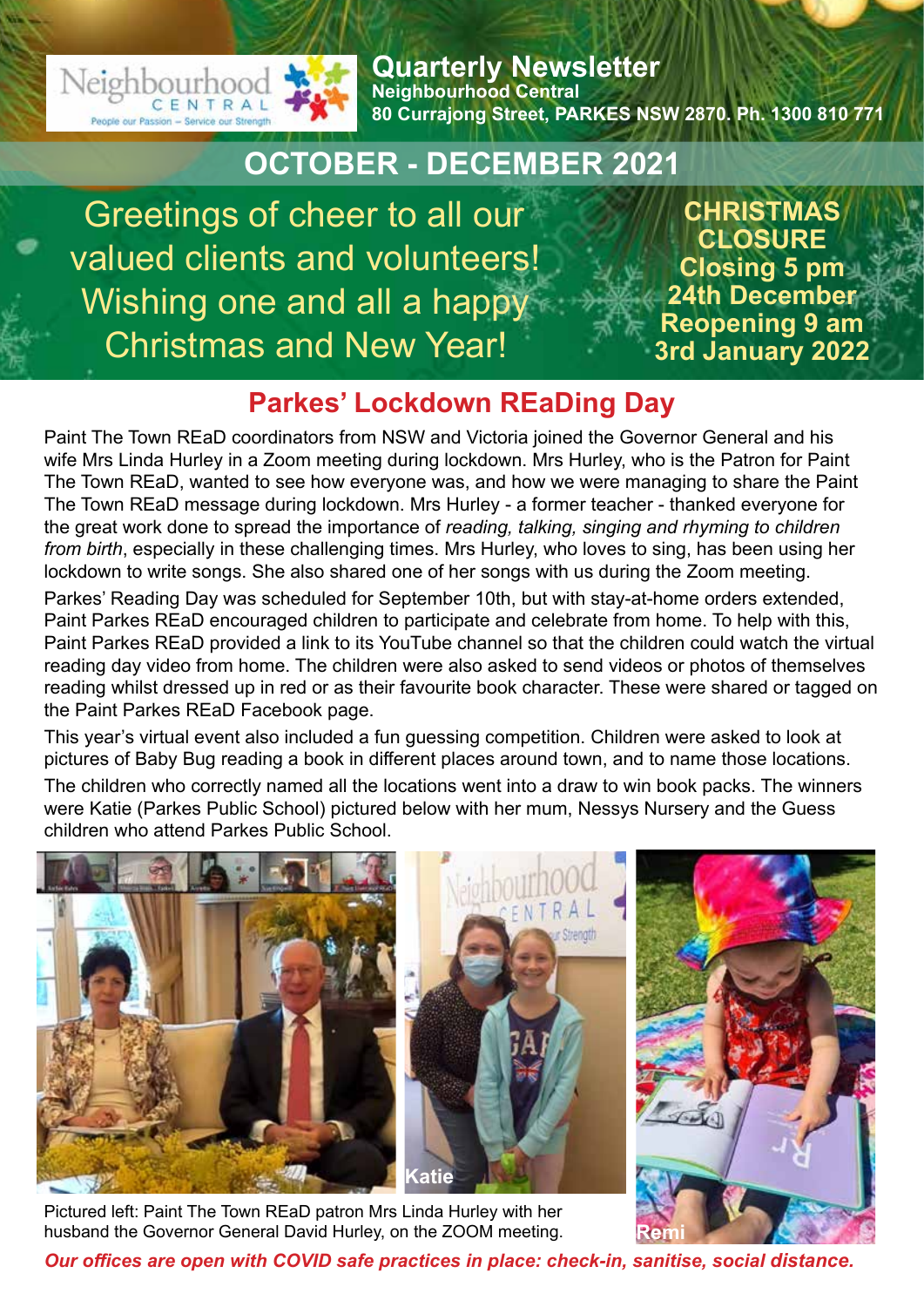# Quarterly Newsletter

**Neighbourhood Central**
**80 Currajong Street, PARKES NSW 2870. Ph. 1300 810 771**

## OCTOBER - DECEMBER 2021

Greetings of cheer to all our valued clients and volunteers! Wishing one and all a happy Christmas and New Year!

**CHRISTMAS CLOSURE**
**Closing 5 pm 24th December**
**Reopening 9 am 3rd January 2022**

## Parkes' Lockdown REaDing Day

Paint The Town REaD coordinators from NSW and Victoria joined the Governor General and his wife Mrs Linda Hurley in a Zoom meeting during lockdown. Mrs Hurley, who is the Patron for Paint The Town REaD, wanted to see how everyone was, and how we were managing to share the Paint The Town REaD message during lockdown. Mrs Hurley - a former teacher - thanked everyone for the great work done to spread the importance of *reading, talking, singing and rhyming to children from birth*, especially in these challenging times. Mrs Hurley, who loves to sing, has been using her lockdown to write songs. She also shared one of her songs with us during the Zoom meeting.

Parkes' Reading Day was scheduled for September 10th, but with stay-at-home orders extended, Paint Parkes REaD encouraged children to participate and celebrate from home. To help with this, Paint Parkes REaD provided a link to its YouTube channel so that the children could watch the virtual reading day video from home. The children were also asked to send videos or photos of themselves reading whilst dressed up in red or as their favourite book character. These were shared or tagged on the Paint Parkes REaD Facebook page.

This year's virtual event also included a fun guessing competition. Children were asked to look at pictures of Baby Bug reading a book in different places around town, and to name those locations.

The children who correctly named all the locations went into a draw to win book packs. The winners were Katie (Parkes Public School) pictured below with her mum, Nessys Nursery and the Guess children who attend Parkes Public School.

Katie

Remi

Pictured left: Paint The Town REaD patron Mrs Linda Hurley with her husband the Governor General David Hurley, on the ZOOM meeting.

***Our offices are open with COVID safe practices in place: check-in, sanitise, social distance.***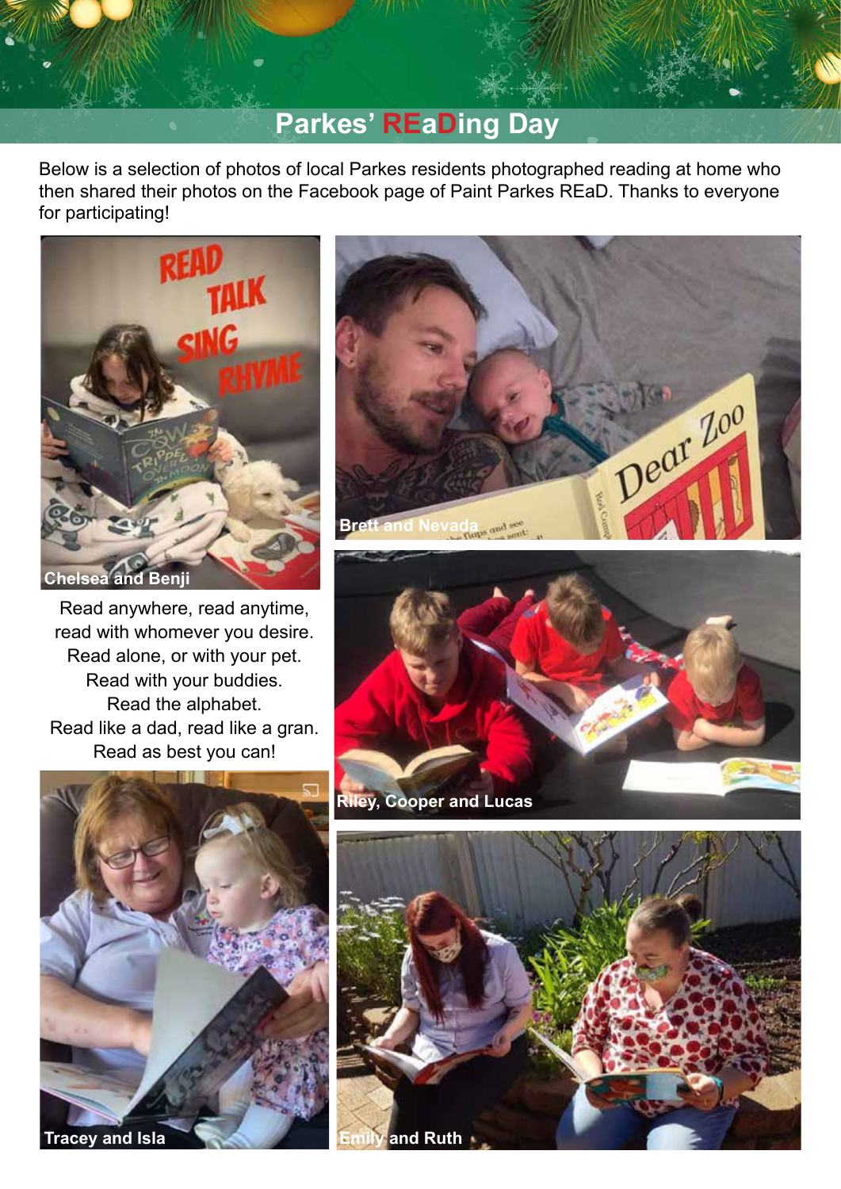# Parkes' REaDing Day

Below is a selection of photos of local Parkes residents photographed reading at home who then shared their photos on the Facebook page of Paint Parkes REaD. Thanks to everyone for participating!

Chelsea and Benji

Brett and Nevada

Read anywhere, read anytime,
read with whomever you desire.
Read alone, or with your pet.
Read with your buddies.
Read the alphabet.
Read like a dad, read like a gran.
Read as best you can!

Riley, Cooper and Lucas

Tracey and Isla

Emily and Ruth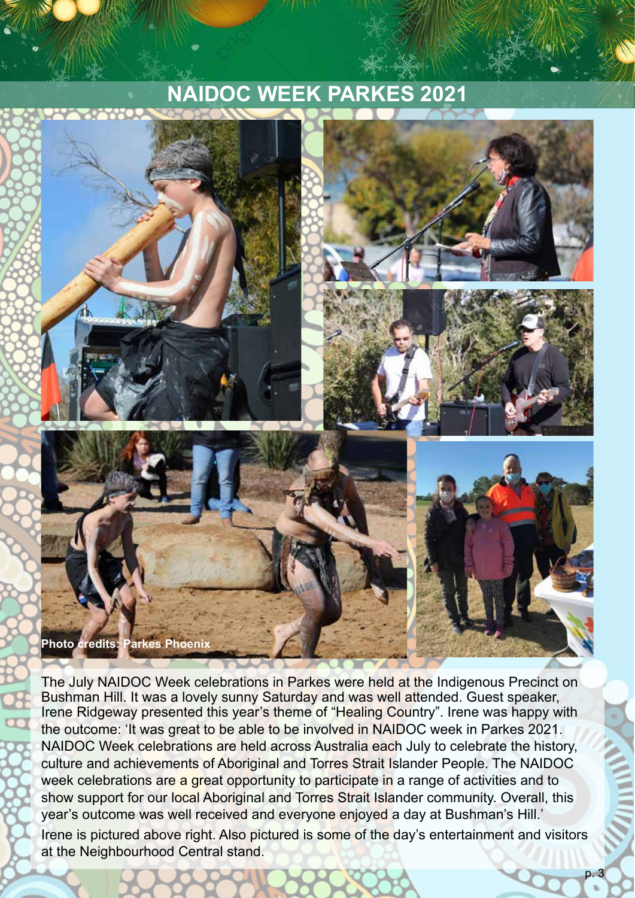# NAIDOC WEEK PARKES 2021

Photo credits: Parkes Phoenix

The July NAIDOC Week celebrations in Parkes were held at the Indigenous Precinct on Bushman Hill. It was a lovely sunny Saturday and was well attended. Guest speaker, Irene Ridgeway presented this year's theme of "Healing Country". Irene was happy with the outcome: 'It was great to be able to be involved in NAIDOC week in Parkes 2021. NAIDOC Week celebrations are held across Australia each July to celebrate the history, culture and achievements of Aboriginal and Torres Strait Islander People. The NAIDOC week celebrations are a great opportunity to participate in a range of activities and to show support for our local Aboriginal and Torres Strait Islander community. Overall, this year's outcome was well received and everyone enjoyed a day at Bushman's Hill.'

Irene is pictured above right. Also pictured is some of the day's entertainment and visitors at the Neighbourhood Central stand.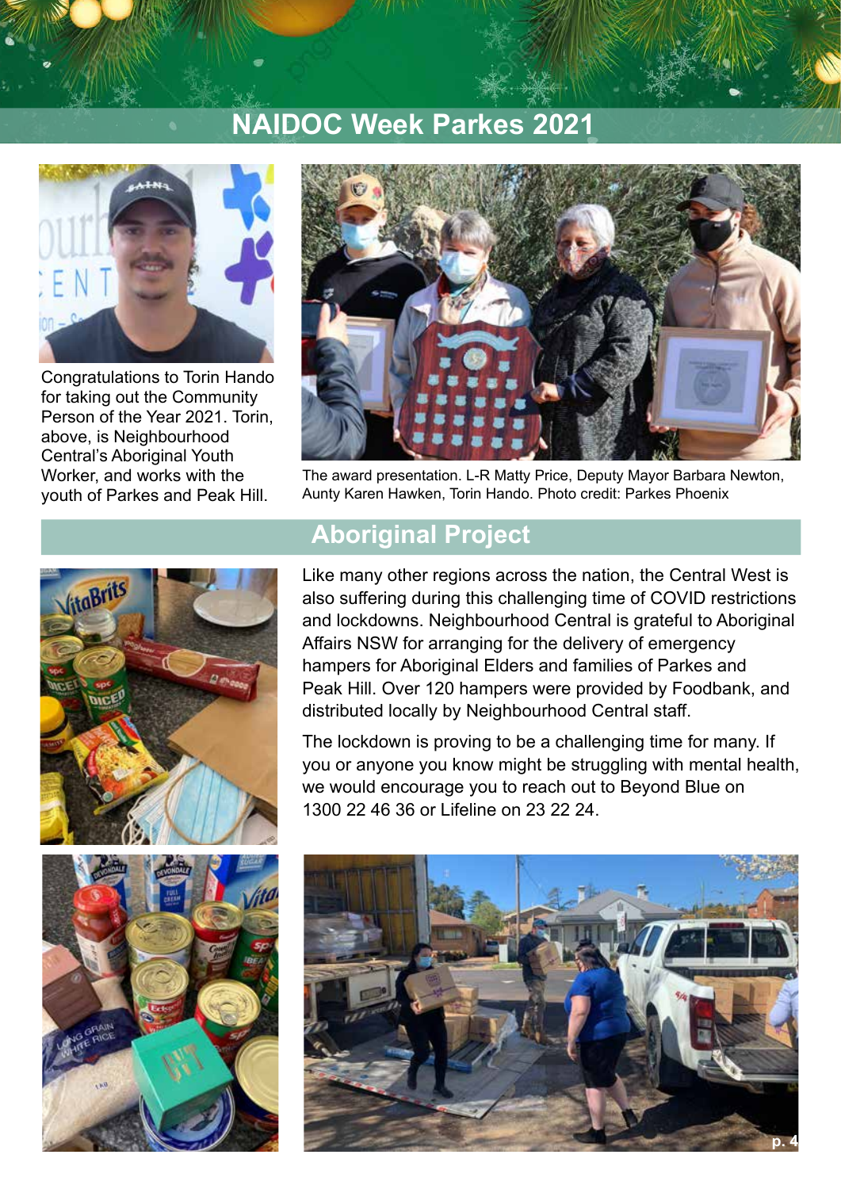# NAIDOC Week Parkes 2021

Congratulations to Torin Hando for taking out the Community Person of the Year 2021. Torin, above, is Neighbourhood Central's Aboriginal Youth Worker, and works with the youth of Parkes and Peak Hill.

The award presentation. L-R Matty Price, Deputy Mayor Barbara Newton, Aunty Karen Hawken, Torin Hando. Photo credit: Parkes Phoenix

## Aboriginal Project

Like many other regions across the nation, the Central West is also suffering during this challenging time of COVID restrictions and lockdowns. Neighbourhood Central is grateful to Aboriginal Affairs NSW for arranging for the delivery of emergency hampers for Aboriginal Elders and families of Parkes and Peak Hill. Over 120 hampers were provided by Foodbank, and distributed locally by Neighbourhood Central staff.

The lockdown is proving to be a challenging time for many. If you or anyone you know might be struggling with mental health, we would encourage you to reach out to Beyond Blue on 1300 22 46 36 or Lifeline on 23 22 24.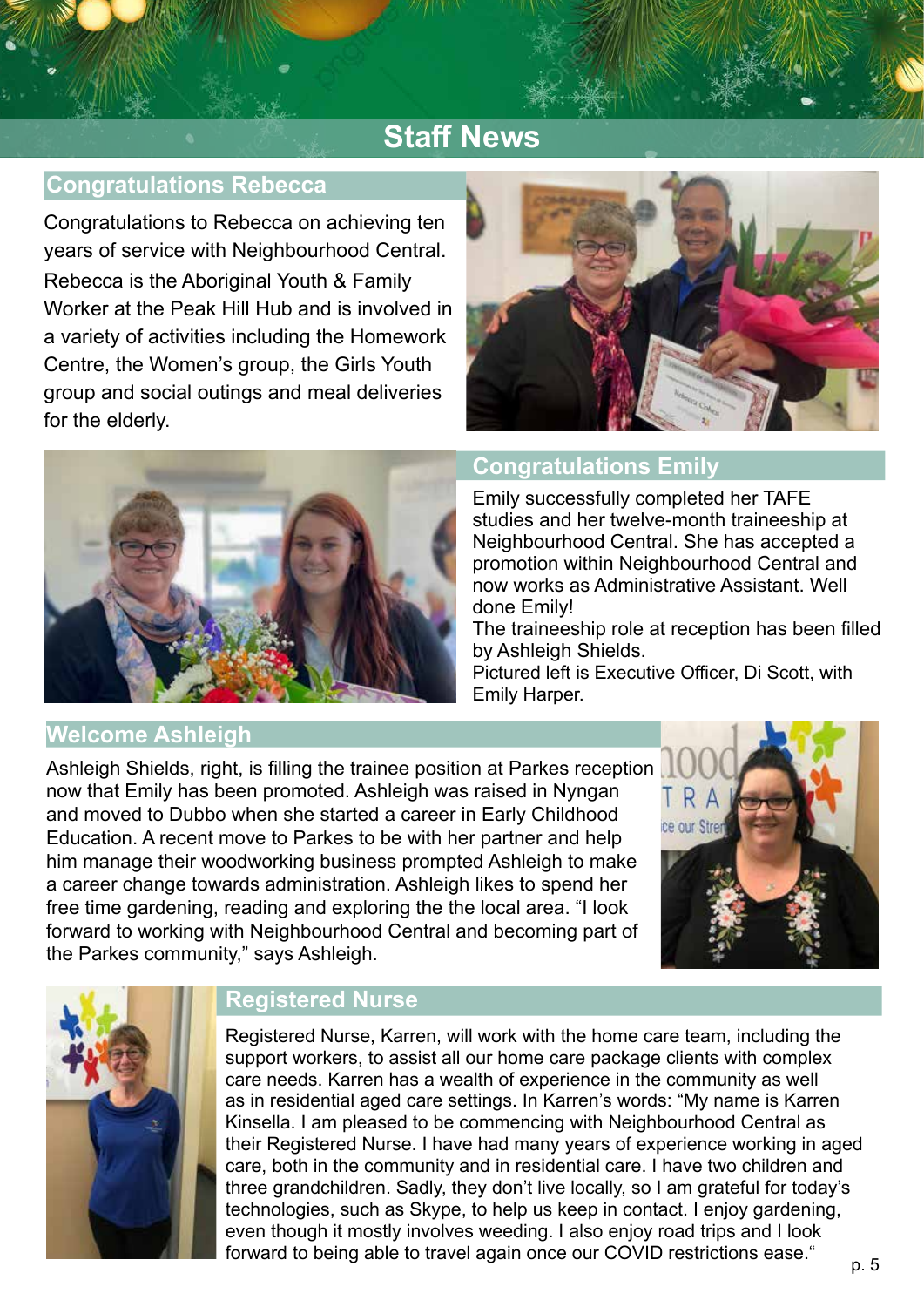# Staff News

## Congratulations Rebecca

Congratulations to Rebecca on achieving ten years of service with Neighbourhood Central. Rebecca is the Aboriginal Youth & Family Worker at the Peak Hill Hub and is involved in a variety of activities including the Homework Centre, the Women's group, the Girls Youth group and social outings and meal deliveries for the elderly.

## Congratulations Emily

Emily successfully completed her TAFE studies and her twelve-month traineeship at Neighbourhood Central. She has accepted a promotion within Neighbourhood Central and now works as Administrative Assistant. Well done Emily!

The traineeship role at reception has been filled by Ashleigh Shields.

Pictured left is Executive Officer, Di Scott, with Emily Harper.

## Welcome Ashleigh

Ashleigh Shields, right, is filling the trainee position at Parkes reception now that Emily has been promoted. Ashleigh was raised in Nyngan and moved to Dubbo when she started a career in Early Childhood Education. A recent move to Parkes to be with her partner and help him manage their woodworking business prompted Ashleigh to make a career change towards administration. Ashleigh likes to spend her free time gardening, reading and exploring the the local area. "I look forward to working with Neighbourhood Central and becoming part of the Parkes community," says Ashleigh.

## Registered Nurse

Registered Nurse, Karren, will work with the home care team, including the support workers, to assist all our home care package clients with complex care needs. Karren has a wealth of experience in the community as well as in residential aged care settings. In Karren's words: "My name is Karren Kinsella. I am pleased to be commencing with Neighbourhood Central as their Registered Nurse. I have had many years of experience working in aged care, both in the community and in residential care. I have two children and three grandchildren. Sadly, they don't live locally, so I am grateful for today's technologies, such as Skype, to help us keep in contact. I enjoy gardening, even though it mostly involves weeding. I also enjoy road trips and I look forward to being able to travel again once our COVID restrictions ease."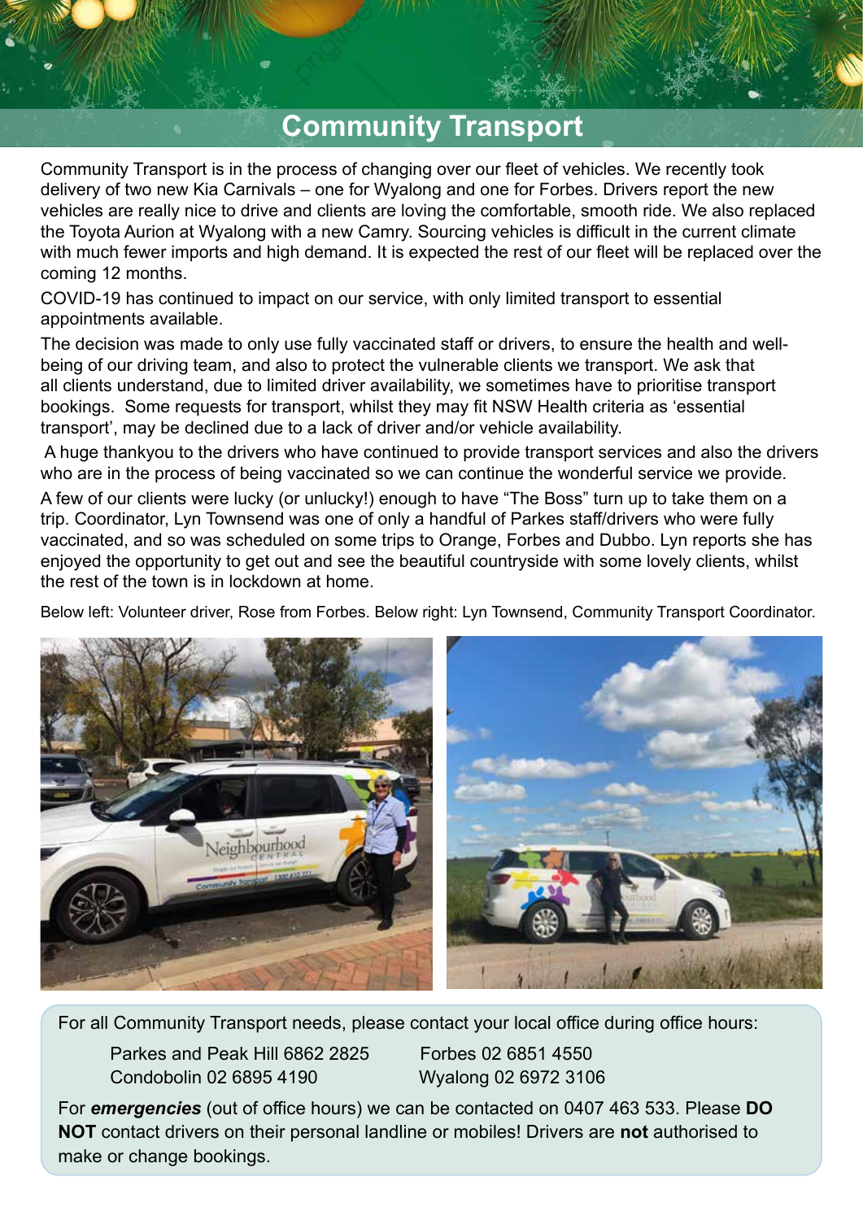# Community Transport

Community Transport is in the process of changing over our fleet of vehicles. We recently took delivery of two new Kia Carnivals – one for Wyalong and one for Forbes. Drivers report the new vehicles are really nice to drive and clients are loving the comfortable, smooth ride. We also replaced the Toyota Aurion at Wyalong with a new Camry. Sourcing vehicles is difficult in the current climate with much fewer imports and high demand. It is expected the rest of our fleet will be replaced over the coming 12 months.

COVID-19 has continued to impact on our service, with only limited transport to essential appointments available.

The decision was made to only use fully vaccinated staff or drivers, to ensure the health and well-being of our driving team, and also to protect the vulnerable clients we transport. We ask that all clients understand, due to limited driver availability, we sometimes have to prioritise transport bookings. Some requests for transport, whilst they may fit NSW Health criteria as 'essential transport', may be declined due to a lack of driver and/or vehicle availability.

A huge thankyou to the drivers who have continued to provide transport services and also the drivers who are in the process of being vaccinated so we can continue the wonderful service we provide.

A few of our clients were lucky (or unlucky!) enough to have "The Boss" turn up to take them on a trip. Coordinator, Lyn Townsend was one of only a handful of Parkes staff/drivers who were fully vaccinated, and so was scheduled on some trips to Orange, Forbes and Dubbo. Lyn reports she has enjoyed the opportunity to get out and see the beautiful countryside with some lovely clients, whilst the rest of the town is in lockdown at home.

Below left: Volunteer driver, Rose from Forbes. Below right: Lyn Townsend, Community Transport Coordinator.

For all Community Transport needs, please contact your local office during office hours:

Parkes and Peak Hill 6862 2825
Forbes 02 6851 4550
Condobolin 02 6895 4190
Wyalong 02 6972 3106

For ***emergencies*** (out of office hours) we can be contacted on 0407 463 533. Please **DO NOT** contact drivers on their personal landline or mobiles! Drivers are **not** authorised to make or change bookings.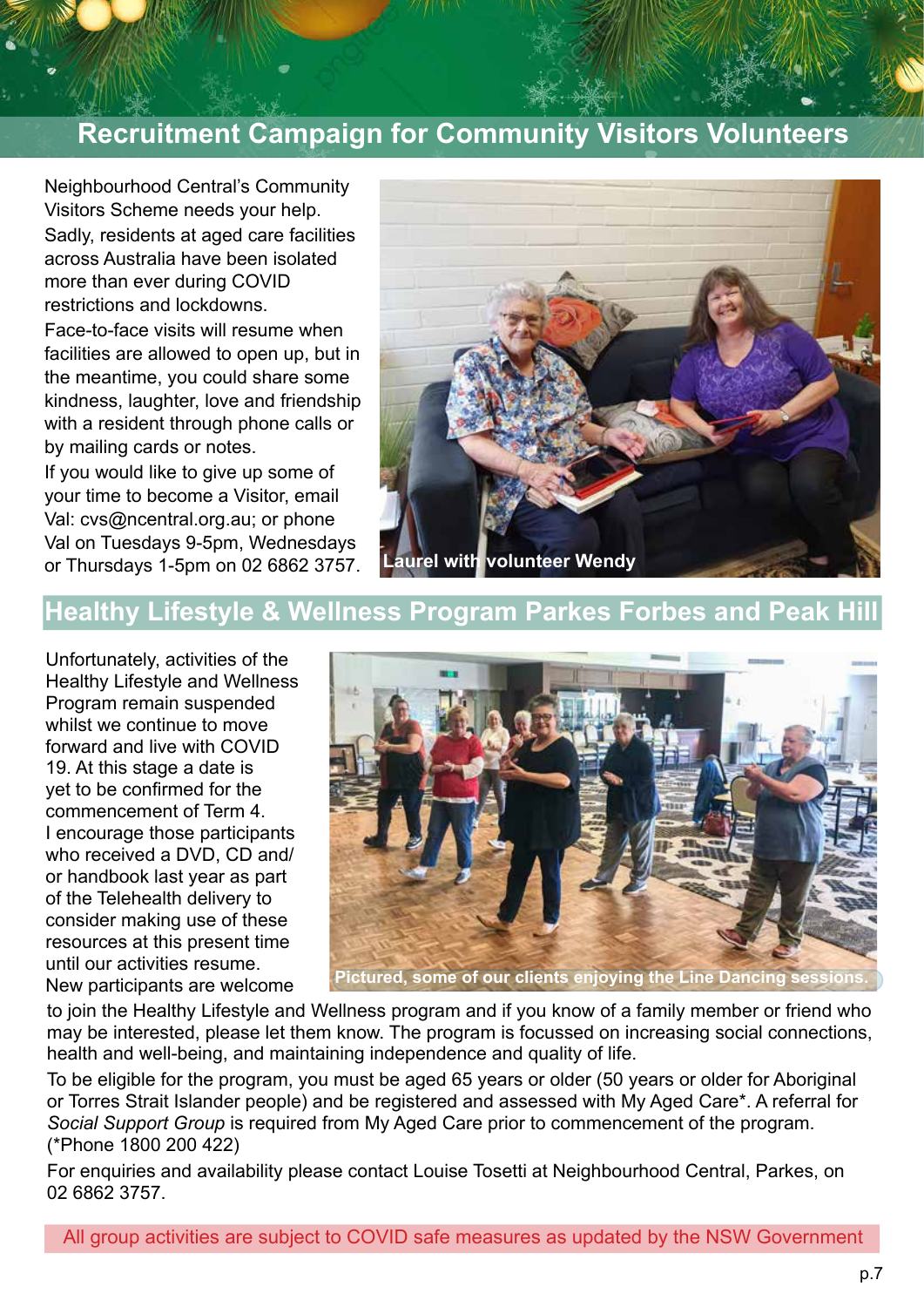## Recruitment Campaign for Community Visitors Volunteers

Neighbourhood Central's Community Visitors Scheme needs your help.

Sadly, residents at aged care facilities across Australia have been isolated more than ever during COVID restrictions and lockdowns.

Face-to-face visits will resume when facilities are allowed to open up, but in the meantime, you could share some kindness, laughter, love and friendship with a resident through phone calls or by mailing cards or notes.

If you would like to give up some of your time to become a Visitor, email Val: cvs@ncentral.org.au; or phone Val on Tuesdays 9-5pm, Wednesdays or Thursdays 1-5pm on 02 6862 3757.

**Laurel with volunteer Wendy**

## Healthy Lifestyle & Wellness Program Parkes Forbes and Peak Hill

Unfortunately, activities of the Healthy Lifestyle and Wellness Program remain suspended whilst we continue to move forward and live with COVID 19. At this stage a date is yet to be confirmed for the commencement of Term 4.

I encourage those participants who received a DVD, CD and/or handbook last year as part of the Telehealth delivery to consider making use of these resources at this present time until our activities resume.

**Pictured, some of our clients enjoying the Line Dancing sessions.**

New participants are welcome to join the Healthy Lifestyle and Wellness program and if you know of a family member or friend who may be interested, please let them know. The program is focussed on increasing social connections, health and well-being, and maintaining independence and quality of life.

To be eligible for the program, you must be aged 65 years or older (50 years or older for Aboriginal or Torres Strait Islander people) and be registered and assessed with My Aged Care*. A referral for *Social Support Group* is required from My Aged Care prior to commencement of the program. (*Phone 1800 200 422)

For enquiries and availability please contact Louise Tosetti at Neighbourhood Central, Parkes, on 02 6862 3757.

All group activities are subject to COVID safe measures as updated by the NSW Government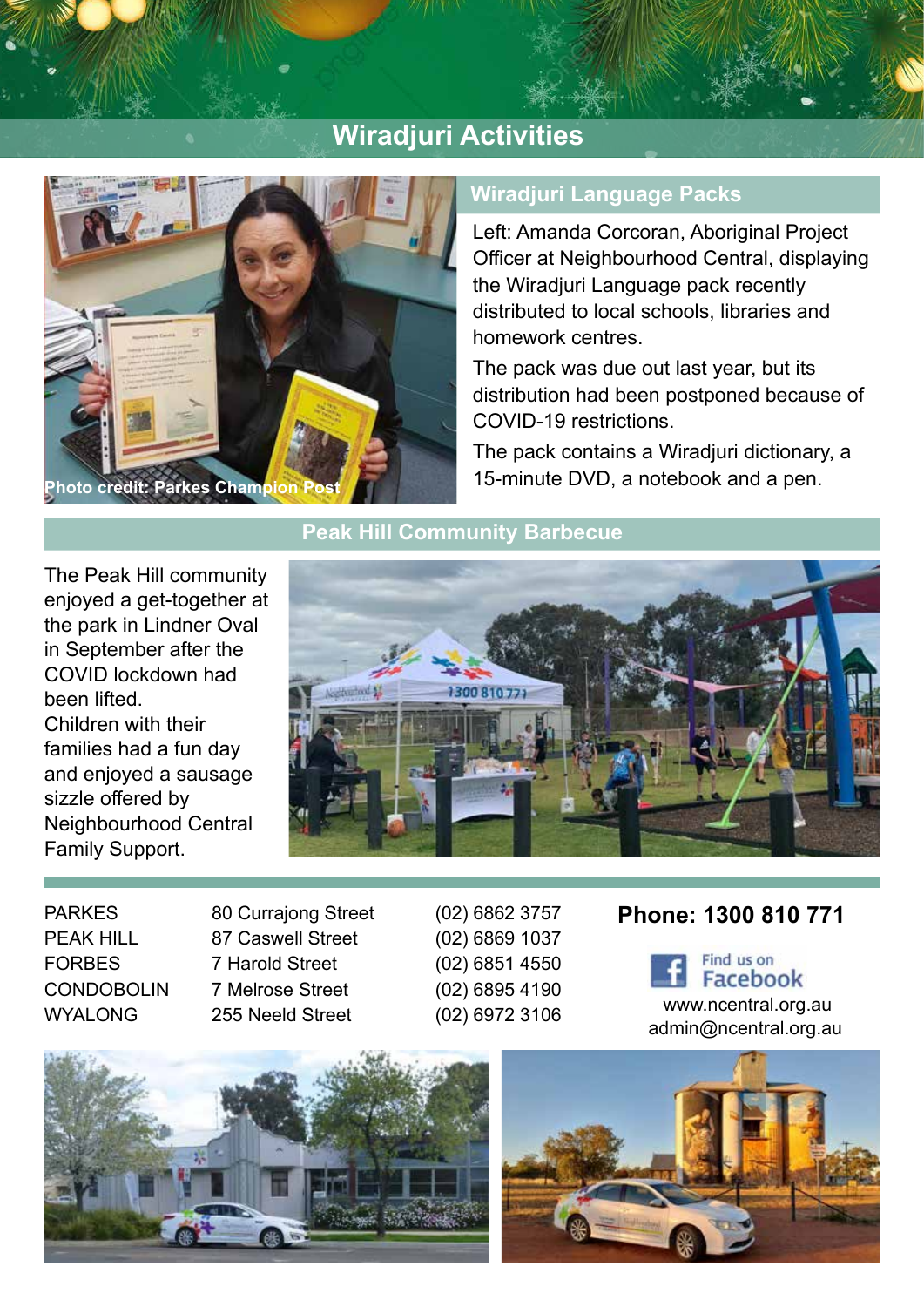# Wiradjuri Activities

Photo credit: Parkes Champion Post

## Wiradjuri Language Packs

Left: Amanda Corcoran, Aboriginal Project Officer at Neighbourhood Central, displaying the Wiradjuri Language pack recently distributed to local schools, libraries and homework centres.

The pack was due out last year, but its distribution had been postponed because of COVID-19 restrictions.

The pack contains a Wiradjuri dictionary, a 15-minute DVD, a notebook and a pen.

## Peak Hill Community Barbecue

The Peak Hill community enjoyed a get-together at the park in Lindner Oval in September after the COVID lockdown had been lifted.
Children with their families had a fun day and enjoyed a sausage sizzle offered by Neighbourhood Central Family Support.

| | | |
|---|---|---|
| PARKES | 80 Currajong Street | (02) 6862 3757 |
| PEAK HILL | 87 Caswell Street | (02) 6869 1037 |
| FORBES | 7 Harold Street | (02) 6851 4550 |
| CONDOBOLIN | 7 Melrose Street | (02) 6895 4190 |
| WYALONG | 255 Neeld Street | (02) 6972 3106 |

**Phone: 1300 810 771**

Find us on Facebook

www.ncentral.org.au
admin@ncentral.org.au